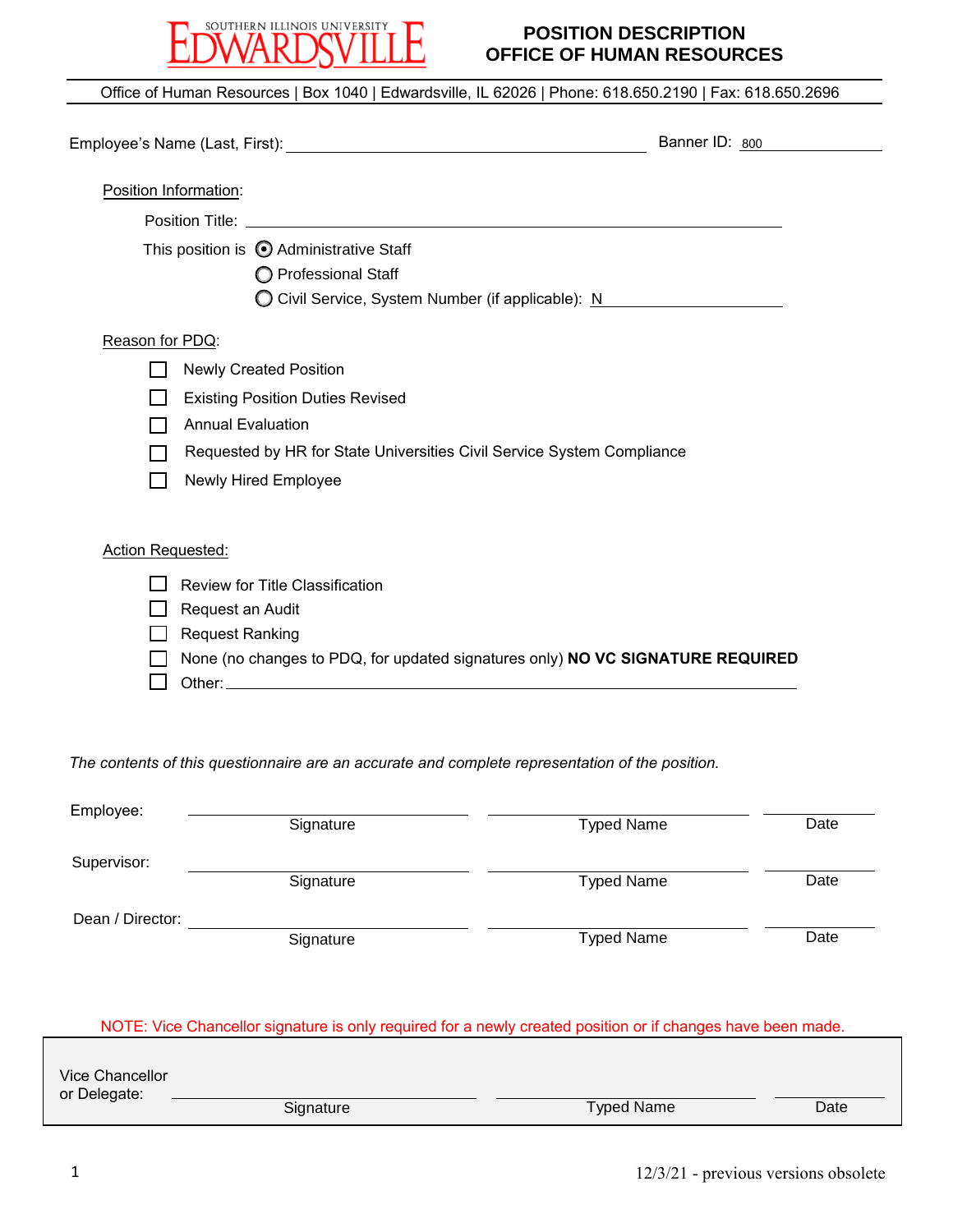SOUTHERN ILLINOIS UNIVERSITY EDWARDSVILLE

# POSITION DESCRIPTION
# OFFICE OF HUMAN RESOURCES

Office of Human Resources | Box 1040 | Edwardsville, IL 62026 | Phone: 618.650.2190 | Fax: 618.650.2696

Employee's Name (Last, First): ____________________ Banner ID: 800__________

Position Information:

Position Title: ____________________

This position is
- (●) Administrative Staff
- ( ) Professional Staff
- ( ) Civil Service, System Number (if applicable): N__________

Reason for PDQ:

- ☐ Newly Created Position
- ☐ Existing Position Duties Revised
- ☐ Annual Evaluation
- ☐ Requested by HR for State Universities Civil Service System Compliance
- ☐ Newly Hired Employee

Action Requested:

- ☐ Review for Title Classification
- ☐ Request an Audit
- ☐ Request Ranking
- ☐ None (no changes to PDQ, for updated signatures only) **NO VC SIGNATURE REQUIRED**
- ☐ Other: ____________________

*The contents of this questionnaire are an accurate and complete representation of the position.*

| | | | |
|---|---|---|---|
| Employee: | Signature | Typed Name | Date |
| Supervisor: | Signature | Typed Name | Date |
| Dean / Director: | Signature | Typed Name | Date |

NOTE: Vice Chancellor signature is only required for a newly created position or if changes have been made.

| | | | |
|---|---|---|---|
| Vice Chancellor or Delegate: | Signature | Typed Name | Date |

12/3/21 - previous versions obsolete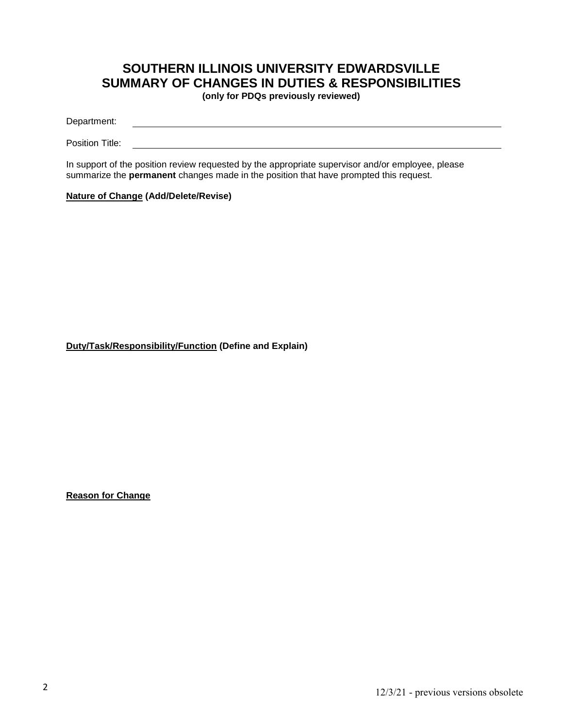# SOUTHERN ILLINOIS UNIVERSITY EDWARDSVILLE
# SUMMARY OF CHANGES IN DUTIES & RESPONSIBILITIES

**(only for PDQs previously reviewed)**

Department: \_\_\_\_\_\_\_\_\_\_\_\_\_\_\_\_\_\_\_\_\_\_\_\_\_\_\_\_\_\_\_\_\_\_\_\_\_\_\_\_

Position Title: \_\_\_\_\_\_\_\_\_\_\_\_\_\_\_\_\_\_\_\_\_\_\_\_\_\_\_\_\_\_\_\_\_\_\_\_\_\_\_\_

In support of the position review requested by the appropriate supervisor and/or employee, please summarize the **permanent** changes made in the position that have prompted this request.

**Nature of Change (Add/Delete/Revise)**

**Duty/Task/Responsibility/Function (Define and Explain)**

**Reason for Change**

12/3/21 - previous versions obsolete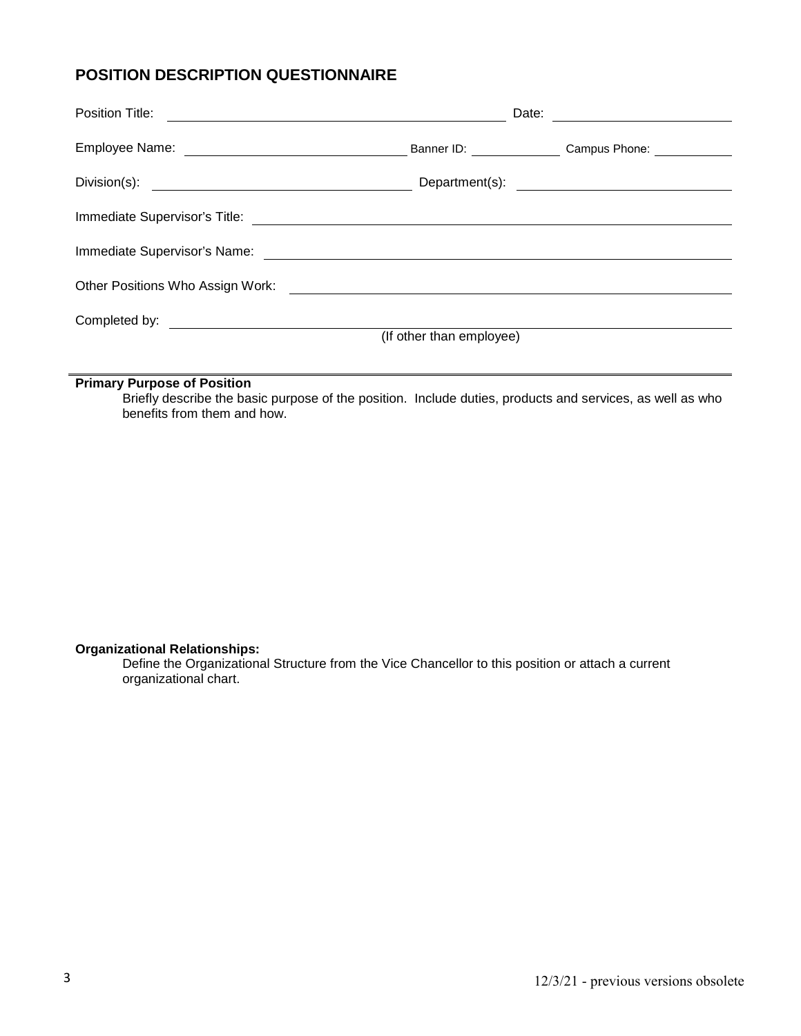## POSITION DESCRIPTION QUESTIONNAIRE

Position Title: ______________________________ Date: ______________

Employee Name: ______________________ Banner ID: __________ Campus Phone: __________

Division(s): ______________________ Department(s): ______________________

Immediate Supervisor's Title: ______________________________

Immediate Supervisor's Name: ______________________________

Other Positions Who Assign Work: ______________________________

Completed by: ______________________________
(If other than employee)

---

**Primary Purpose of Position**

Briefly describe the basic purpose of the position. Include duties, products and services, as well as who benefits from them and how.

**Organizational Relationships:**

Define the Organizational Structure from the Vice Chancellor to this position or attach a current organizational chart.

12/3/21 - previous versions obsolete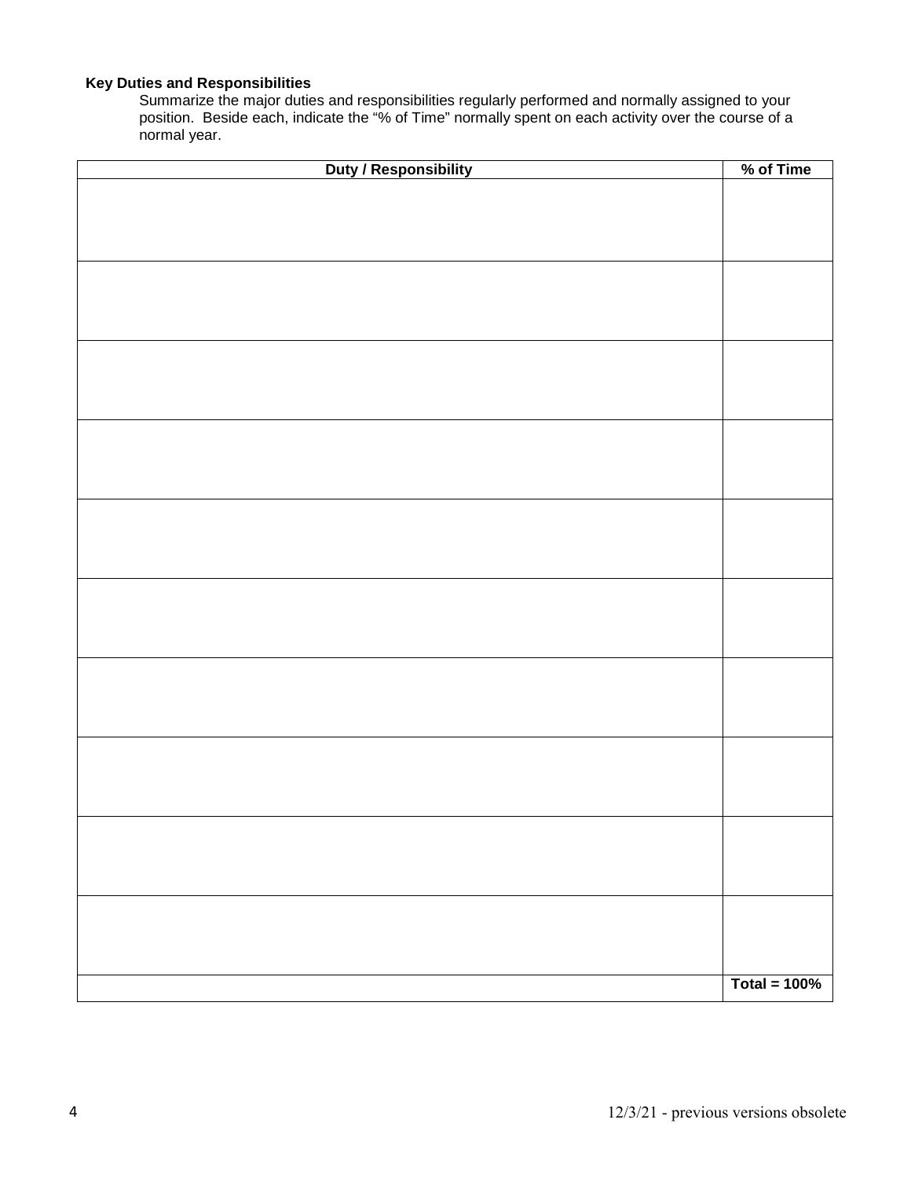**Key Duties and Responsibilities**

Summarize the major duties and responsibilities regularly performed and normally assigned to your position. Beside each, indicate the "% of Time" normally spent on each activity over the course of a normal year.

| Duty / Responsibility | % of Time |
|---|---|
| | |
| | |
| | |
| | |
| | |
| | |
| | |
| | |
| | |
| | |
| | **Total = 100%** |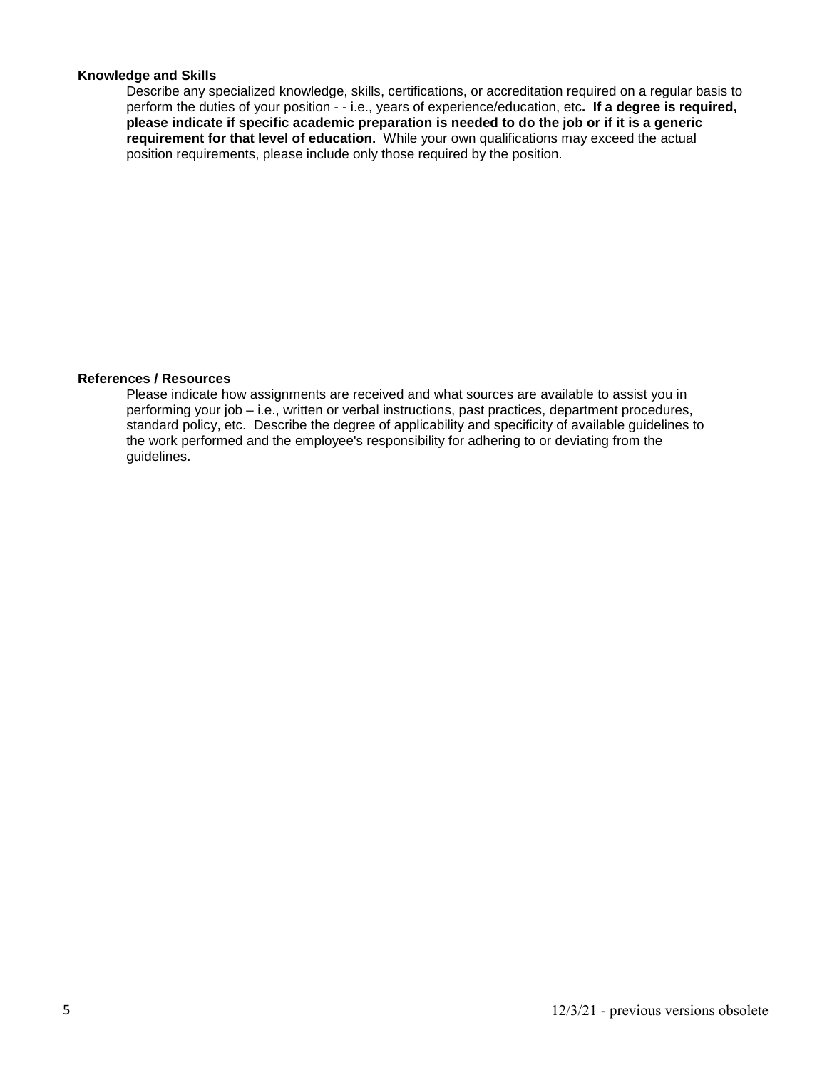**Knowledge and Skills**

Describe any specialized knowledge, skills, certifications, or accreditation required on a regular basis to perform the duties of your position - - i.e., years of experience/education, etc**. If a degree is required, please indicate if specific academic preparation is needed to do the job or if it is a generic requirement for that level of education.** While your own qualifications may exceed the actual position requirements, please include only those required by the position.

**References / Resources**

Please indicate how assignments are received and what sources are available to assist you in performing your job – i.e., written or verbal instructions, past practices, department procedures, standard policy, etc. Describe the degree of applicability and specificity of available guidelines to the work performed and the employee's responsibility for adhering to or deviating from the guidelines.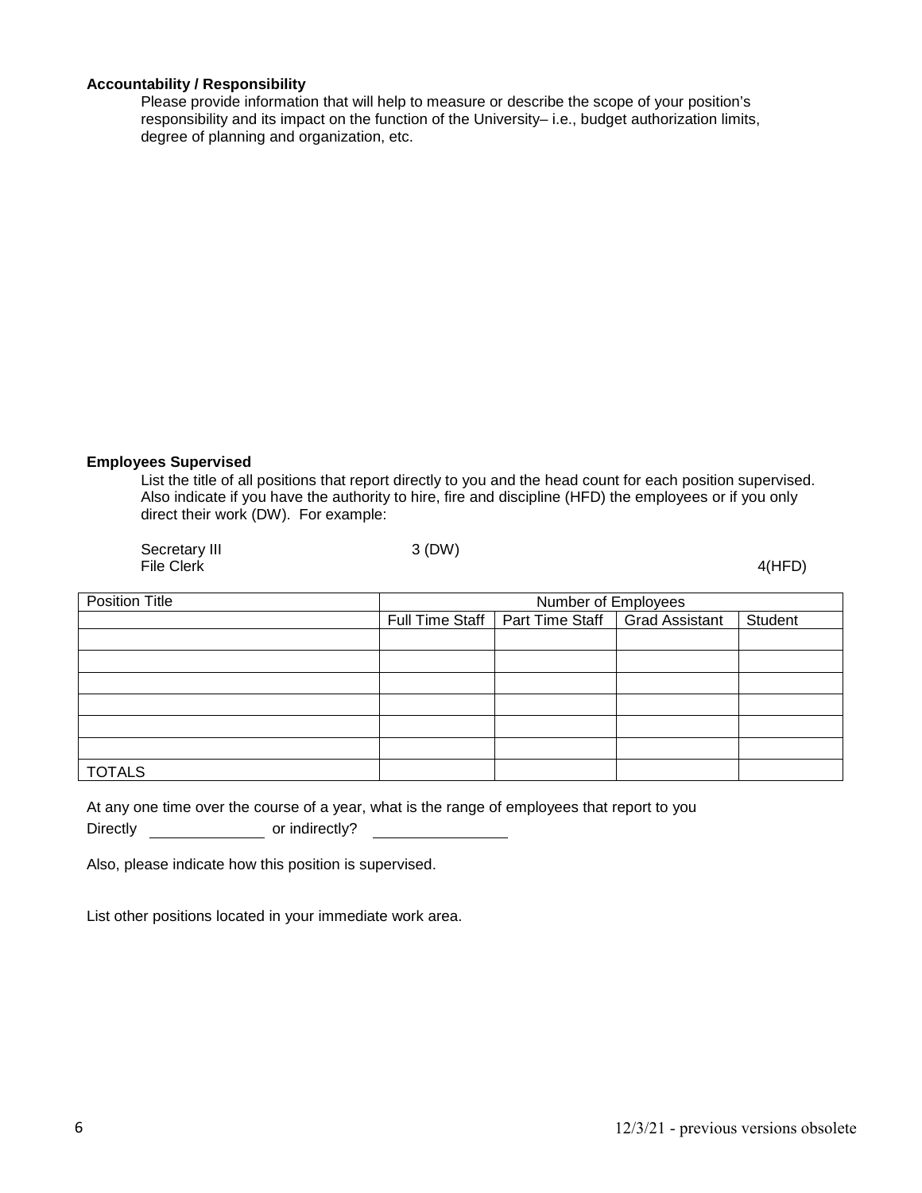**Accountability / Responsibility**

Please provide information that will help to measure or describe the scope of your position's responsibility and its impact on the function of the University– i.e., budget authorization limits, degree of planning and organization, etc.

**Employees Supervised**

List the title of all positions that report directly to you and the head count for each position supervised. Also indicate if you have the authority to hire, fire and discipline (HFD) the employees or if you only direct their work (DW). For example:

Secretary III 3 (DW)
File Clerk 4(HFD)

| Position Title | Number of Employees | | | |
|---|---|---|---|---|
| | Full Time Staff | Part Time Staff | Grad Assistant | Student |
| | | | | |
| | | | | |
| | | | | |
| | | | | |
| | | | | |
| | | | | |
| TOTALS | | | | |

At any one time over the course of a year, what is the range of employees that report to you

Directly \_\_\_\_\_\_\_\_\_\_\_\_ or indirectly? \_\_\_\_\_\_\_\_\_\_\_\_

Also, please indicate how this position is supervised.

List other positions located in your immediate work area.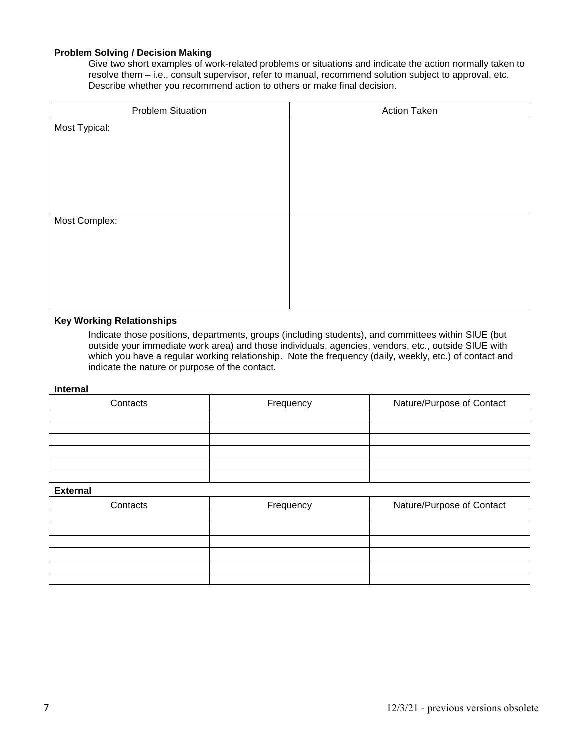**Problem Solving / Decision Making**

Give two short examples of work-related problems or situations and indicate the action normally taken to resolve them – i.e., consult supervisor, refer to manual, recommend solution subject to approval, etc. Describe whether you recommend action to others or make final decision.

| Problem Situation | Action Taken |
|---|---|
| Most Typical: | |
| Most Complex: | |

**Key Working Relationships**

Indicate those positions, departments, groups (including students), and committees within SIUE (but outside your immediate work area) and those individuals, agencies, vendors, etc., outside SIUE with which you have a regular working relationship. Note the frequency (daily, weekly, etc.) of contact and indicate the nature or purpose of the contact.

**Internal**

| Contacts | Frequency | Nature/Purpose of Contact |
|---|---|---|
| | | |
| | | |
| | | |
| | | |
| | | |
| | | |

**External**

| Contacts | Frequency | Nature/Purpose of Contact |
|---|---|---|
| | | |
| | | |
| | | |
| | | |
| | | |
| | | |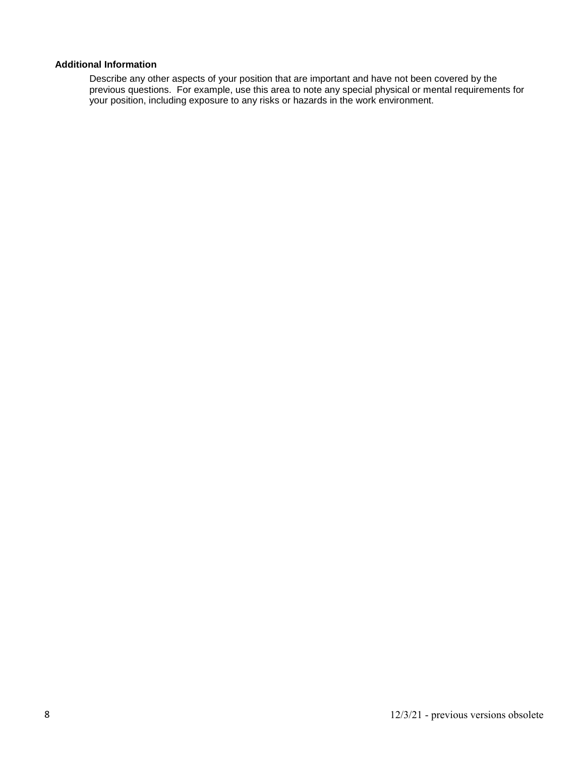### Additional Information

Describe any other aspects of your position that are important and have not been covered by the previous questions. For example, use this area to note any special physical or mental requirements for your position, including exposure to any risks or hazards in the work environment.